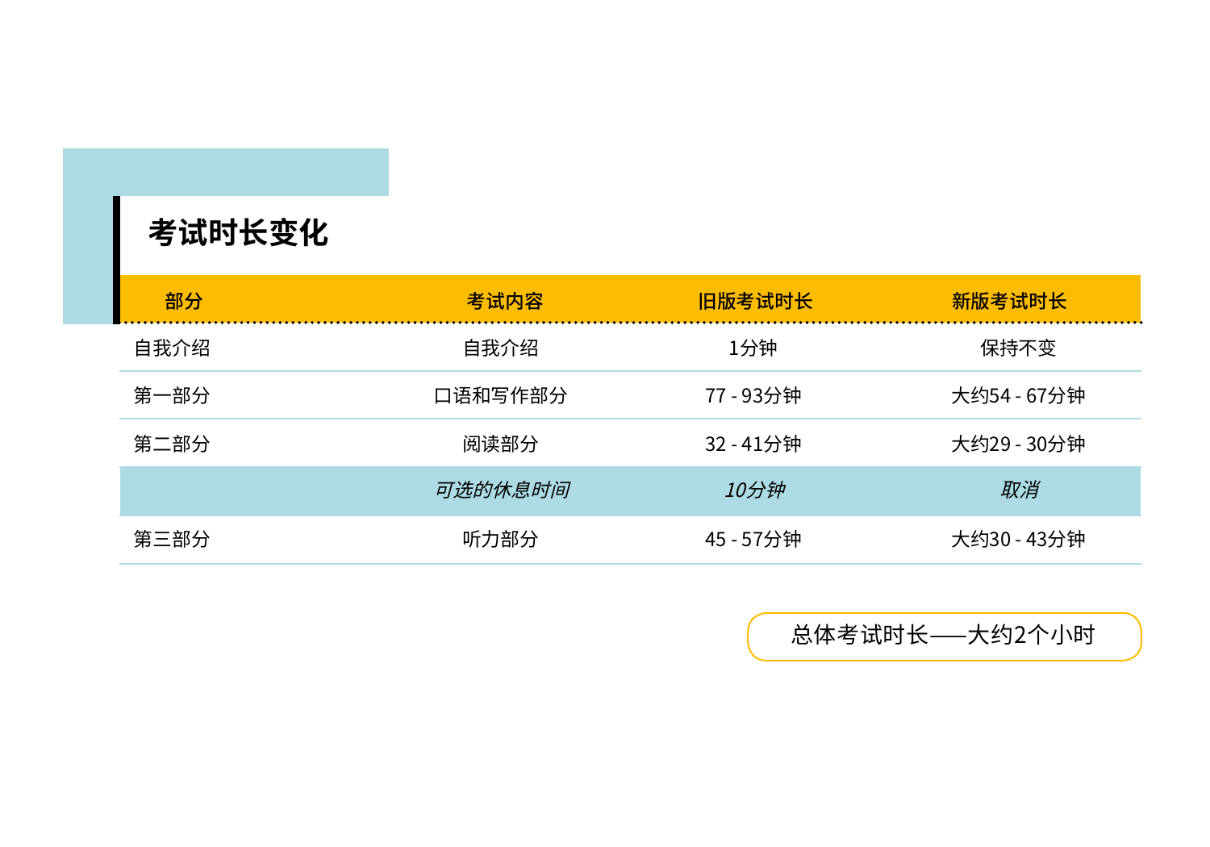## 考试时长变化

| 部分 | 考试内容 | 旧版考试时长 | 新版考试时长 |
|---|---|---|---|
| 自我介绍 | 自我介绍 | 1分钟 | 保持不变 |
| 第一部分 | 口语和写作部分 | 77 - 93分钟 | 大约54 - 67分钟 |
| 第二部分 | 阅读部分 | 32 - 41分钟 | 大约29 - 30分钟 |
| | *可选的休息时间* | *10分钟* | *取消* |
| 第三部分 | 听力部分 | 45 - 57分钟 | 大约30 - 43分钟 |

总体考试时长——大约2个小时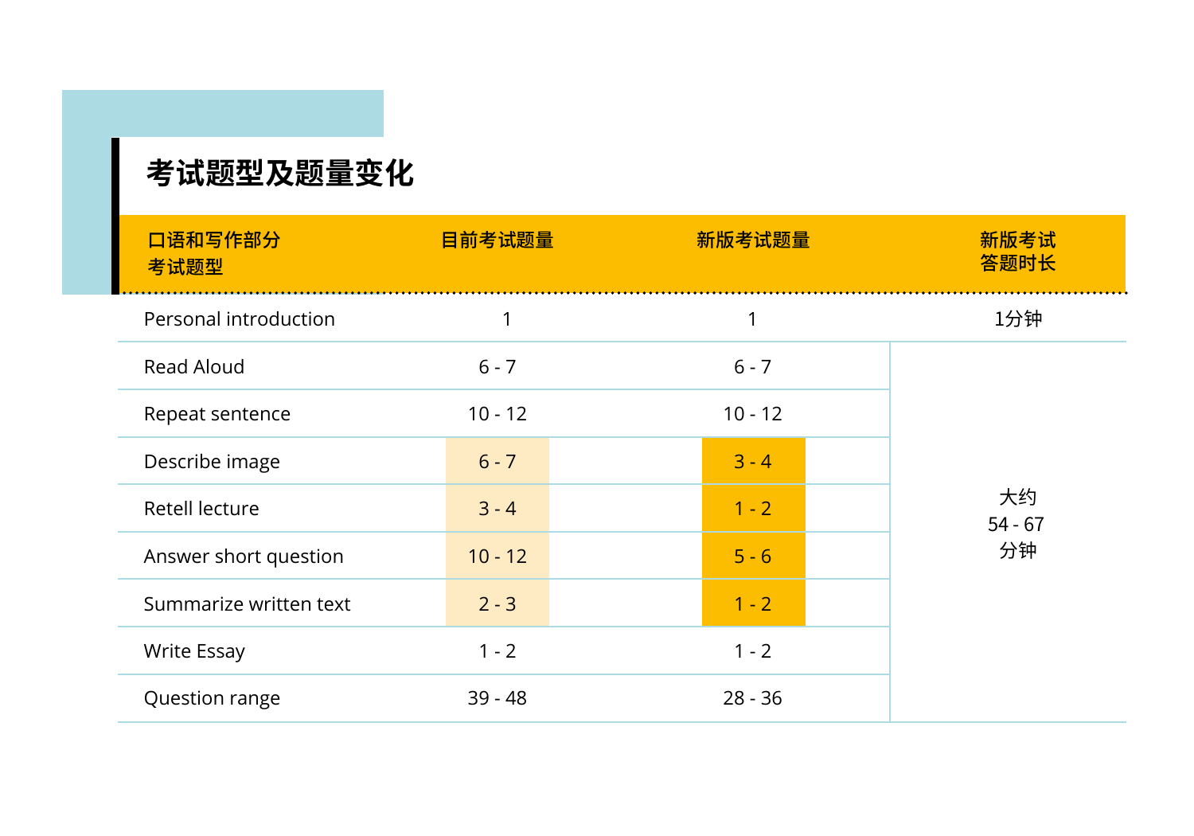## 考试题型及题量变化

| 口语和写作部分考试题型 | 目前考试题量 | 新版考试题量 | 新版考试答题时长 |
| --- | --- | --- | --- |
| Personal introduction | 1 | 1 | 1分钟 |
| Read Aloud | 6 - 7 | 6 - 7 | 大约 54 - 67 分钟 |
| Repeat sentence | 10 - 12 | 10 - 12 | |
| Describe image | 6 - 7 | 3 - 4 | |
| Retell lecture | 3 - 4 | 1 - 2 | |
| Answer short question | 10 - 12 | 5 - 6 | |
| Summarize written text | 2 - 3 | 1 - 2 | |
| Write Essay | 1 - 2 | 1 - 2 | |
| Question range | 39 - 48 | 28 - 36 | |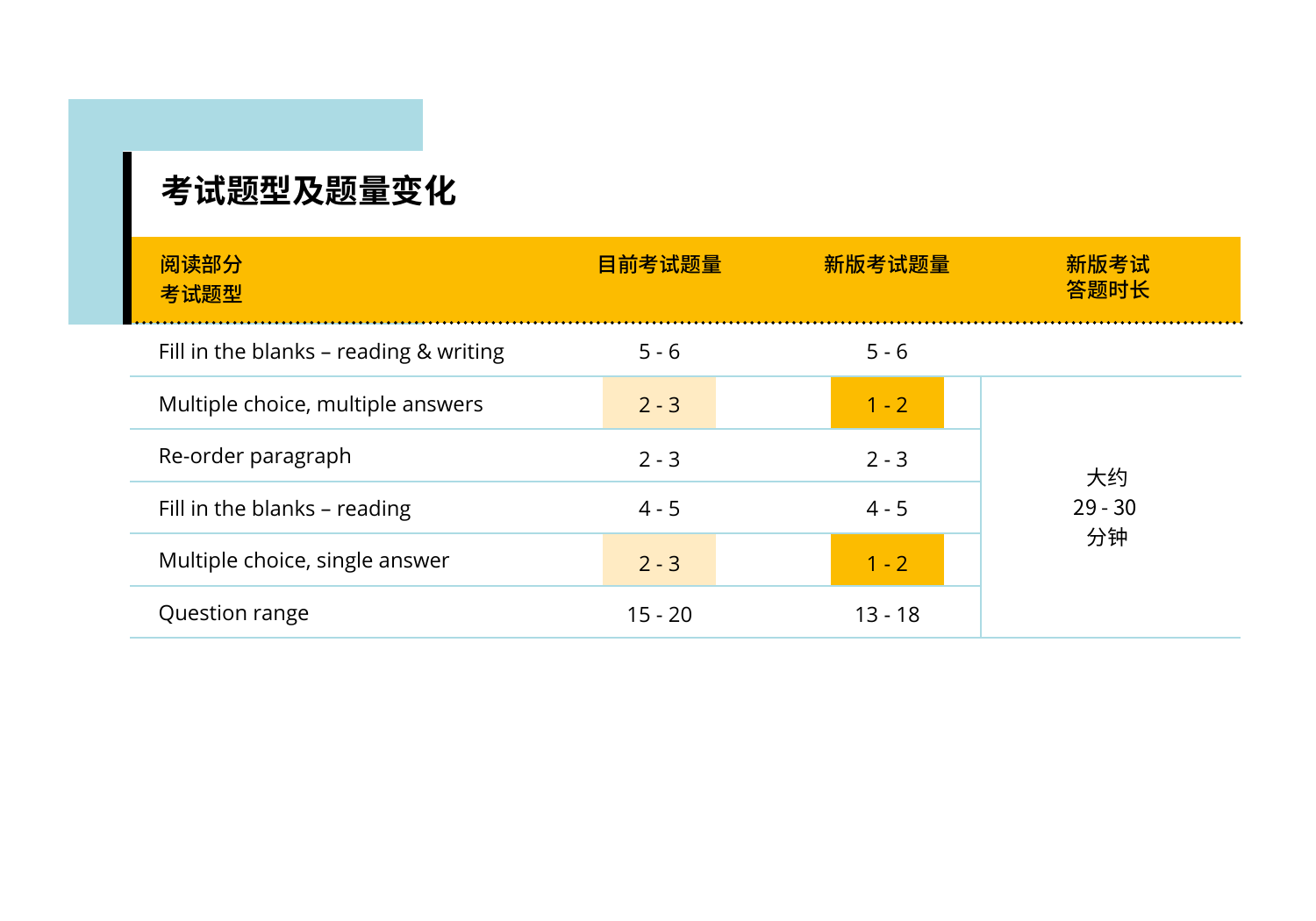## 考试题型及题量变化

| 阅读部分 考试题型 | 目前考试题量 | 新版考试题量 | 新版考试 答题时长 |
| --- | --- | --- | --- |
| Fill in the blanks – reading & writing | 5 - 6 | 5 - 6 | |
| Multiple choice, multiple answers | 2 - 3 | 1 - 2 | 大约 29 - 30 分钟 |
| Re-order paragraph | 2 - 3 | 2 - 3 | |
| Fill in the blanks – reading | 4 - 5 | 4 - 5 | |
| Multiple choice, single answer | 2 - 3 | 1 - 2 | |
| Question range | 15 - 20 | 13 - 18 | |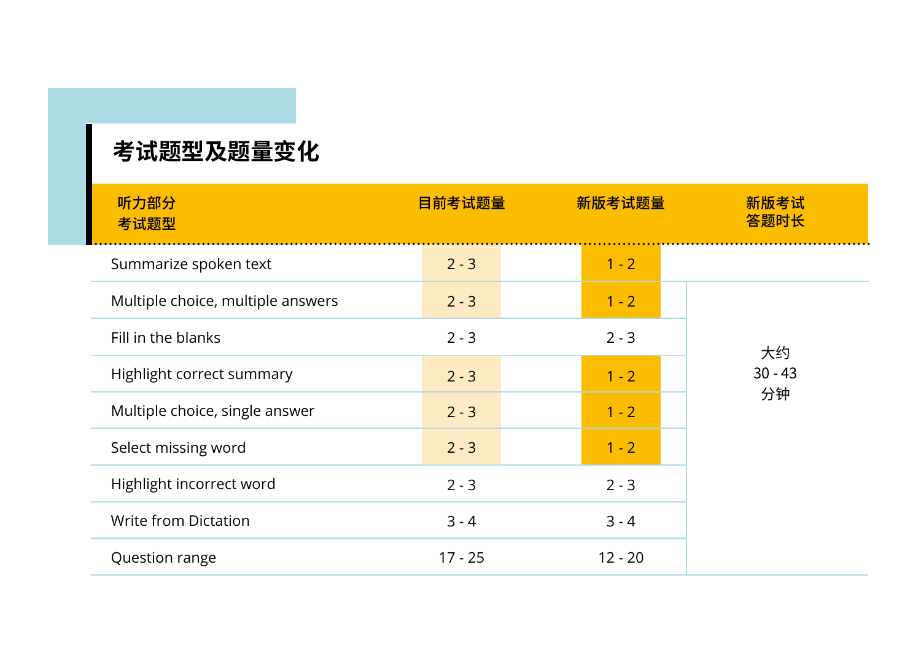## 考试题型及题量变化

| 听力部分 考试题型 | 目前考试题量 | 新版考试题量 | 新版考试 答题时长 |
| --- | --- | --- | --- |
| Summarize spoken text | 2 - 3 | 1 - 2 | |
| Multiple choice, multiple answers | 2 - 3 | 1 - 2 | 大约 30 - 43 分钟 |
| Fill in the blanks | 2 - 3 | 2 - 3 | |
| Highlight correct summary | 2 - 3 | 1 - 2 | |
| Multiple choice, single answer | 2 - 3 | 1 - 2 | |
| Select missing word | 2 - 3 | 1 - 2 | |
| Highlight incorrect word | 2 - 3 | 2 - 3 | |
| Write from Dictation | 3 - 4 | 3 - 4 | |
| Question range | 17 - 25 | 12 - 20 | |